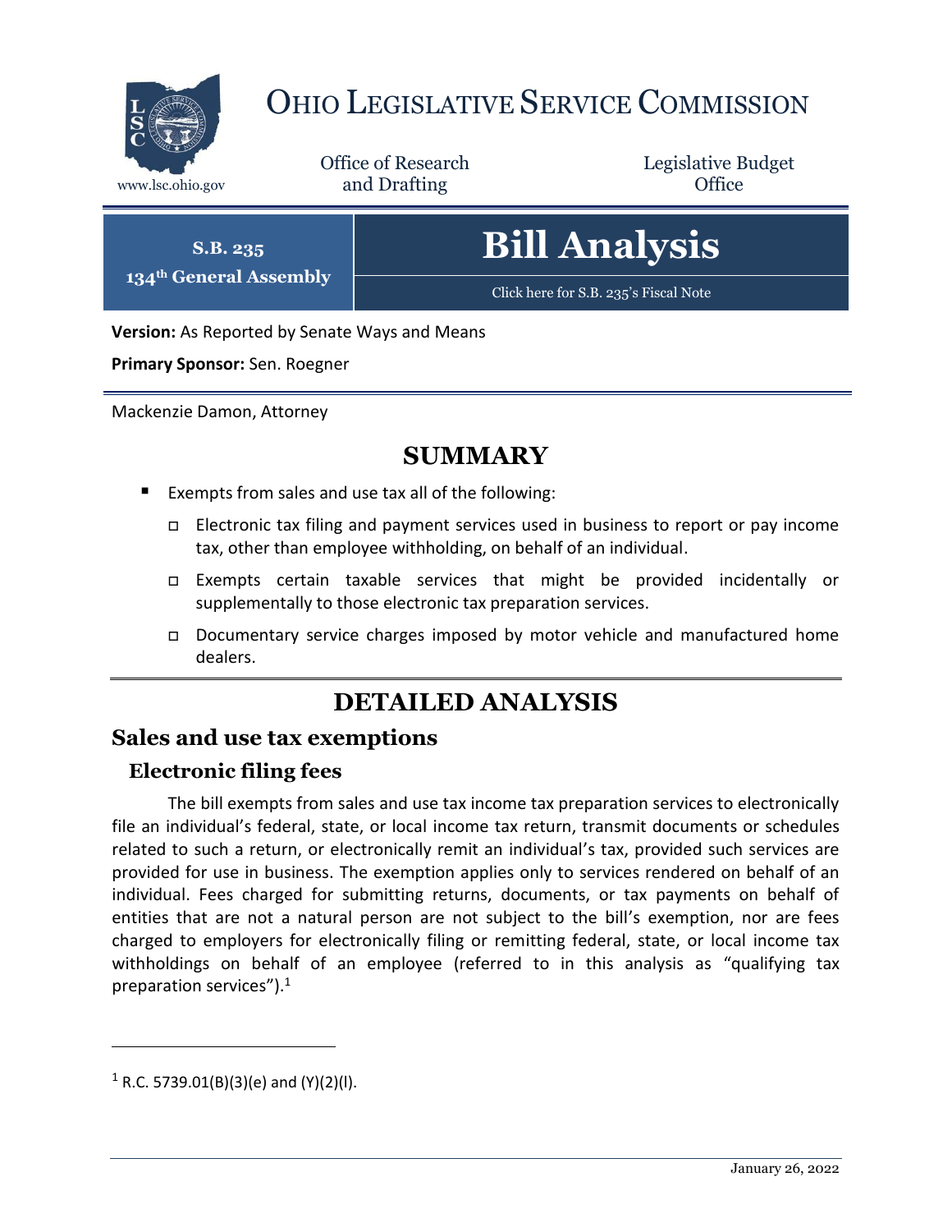# OHIO LEGISLATIVE SERVICE COMMISSION

www.lsc.ohio.gov

Office of Research and Drafting

Legislative Budget Office

**S.B. 235**
**134th General Assembly**

# Bill Analysis

Click here for S.B. 235's Fiscal Note

**Version:** As Reported by Senate Ways and Means

**Primary Sponsor:** Sen. Roegner

Mackenzie Damon, Attorney

## SUMMARY

- Exempts from sales and use tax all of the following:
  - Electronic tax filing and payment services used in business to report or pay income tax, other than employee withholding, on behalf of an individual.
  - Exempts certain taxable services that might be provided incidentally or supplementally to those electronic tax preparation services.
  - Documentary service charges imposed by motor vehicle and manufactured home dealers.

## DETAILED ANALYSIS

## Sales and use tax exemptions

### Electronic filing fees

The bill exempts from sales and use tax income tax preparation services to electronically file an individual's federal, state, or local income tax return, transmit documents or schedules related to such a return, or electronically remit an individual's tax, provided such services are provided for use in business. The exemption applies only to services rendered on behalf of an individual. Fees charged for submitting returns, documents, or tax payments on behalf of entities that are not a natural person are not subject to the bill's exemption, nor are fees charged to employers for electronically filing or remitting federal, state, or local income tax withholdings on behalf of an employee (referred to in this analysis as "qualifying tax preparation services").[1]

---

[1] R.C. 5739.01(B)(3)(e) and (Y)(2)(l).

January 26, 2022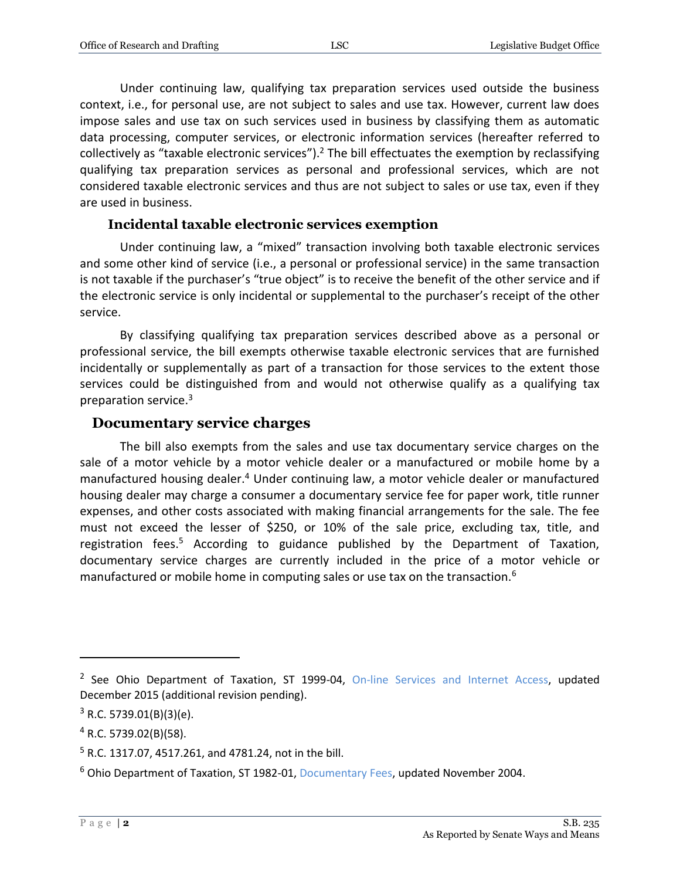Under continuing law, qualifying tax preparation services used outside the business context, i.e., for personal use, are not subject to sales and use tax. However, current law does impose sales and use tax on such services used in business by classifying them as automatic data processing, computer services, or electronic information services (hereafter referred to collectively as "taxable electronic services").[2] The bill effectuates the exemption by reclassifying qualifying tax preparation services as personal and professional services, which are not considered taxable electronic services and thus are not subject to sales or use tax, even if they are used in business.

### Incidental taxable electronic services exemption

Under continuing law, a "mixed" transaction involving both taxable electronic services and some other kind of service (i.e., a personal or professional service) in the same transaction is not taxable if the purchaser's "true object" is to receive the benefit of the other service and if the electronic service is only incidental or supplemental to the purchaser's receipt of the other service.

By classifying qualifying tax preparation services described above as a personal or professional service, the bill exempts otherwise taxable electronic services that are furnished incidentally or supplementally as part of a transaction for those services to the extent those services could be distinguished from and would not otherwise qualify as a qualifying tax preparation service.[3]

## Documentary service charges

The bill also exempts from the sales and use tax documentary service charges on the sale of a motor vehicle by a motor vehicle dealer or a manufactured or mobile home by a manufactured housing dealer.[4] Under continuing law, a motor vehicle dealer or manufactured housing dealer may charge a consumer a documentary service fee for paper work, title runner expenses, and other costs associated with making financial arrangements for the sale. The fee must not exceed the lesser of $250, or 10% of the sale price, excluding tax, title, and registration fees.[5] According to guidance published by the Department of Taxation, documentary service charges are currently included in the price of a motor vehicle or manufactured or mobile home in computing sales or use tax on the transaction.[6]

---

[2] See Ohio Department of Taxation, ST 1999-04, On-line Services and Internet Access, updated December 2015 (additional revision pending).

[3] R.C. 5739.01(B)(3)(e).

[4] R.C. 5739.02(B)(58).

[5] R.C. 1317.07, 4517.261, and 4781.24, not in the bill.

[6] Ohio Department of Taxation, ST 1982-01, Documentary Fees, updated November 2004.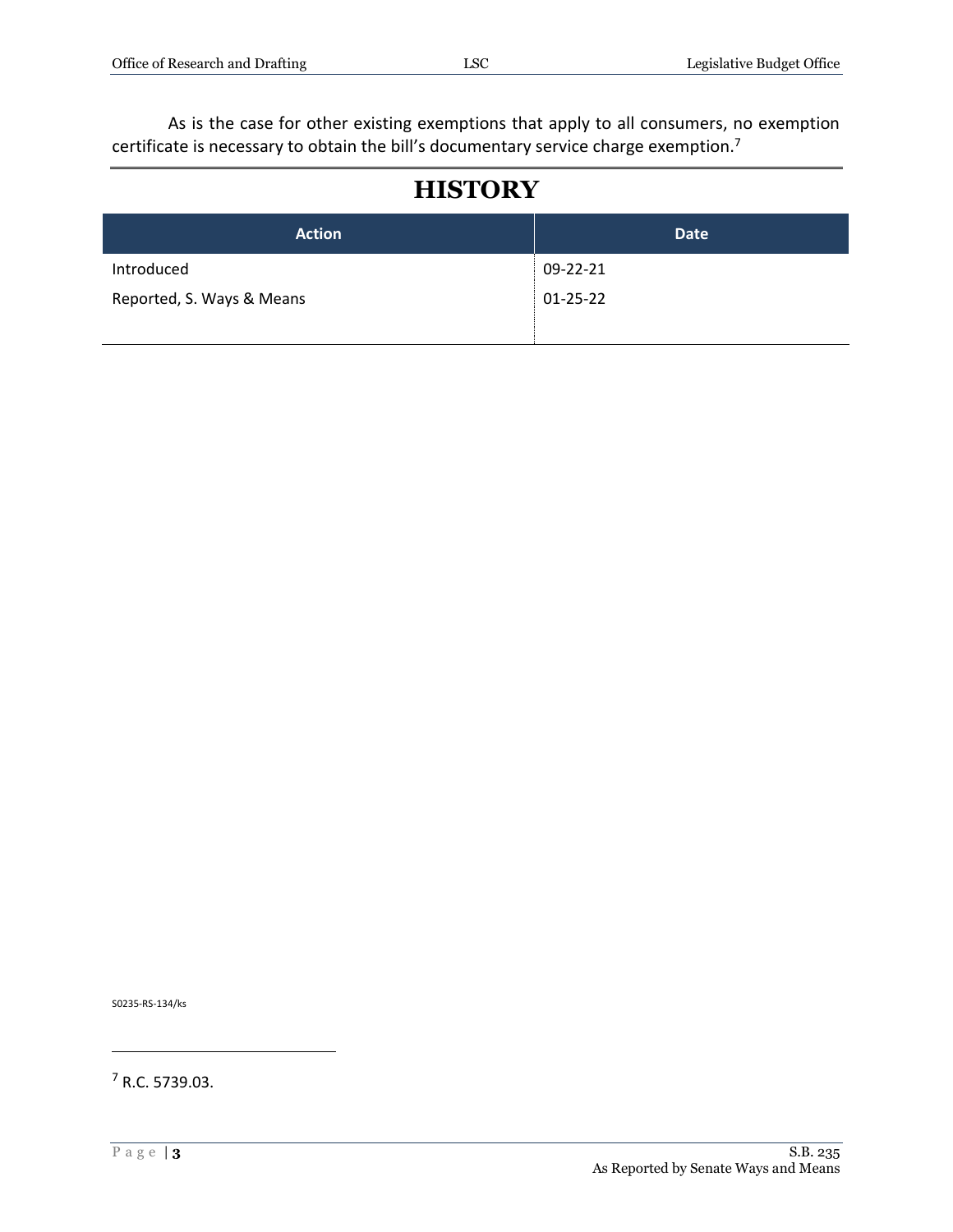As is the case for other existing exemptions that apply to all consumers, no exemption certificate is necessary to obtain the bill's documentary service charge exemption.[7]

# HISTORY

| Action | Date |
| --- | --- |
| Introduced | 09-22-21 |
| Reported, S. Ways & Means | 01-25-22 |

S0235-RS-134/ks

[7] R.C. 5739.03.